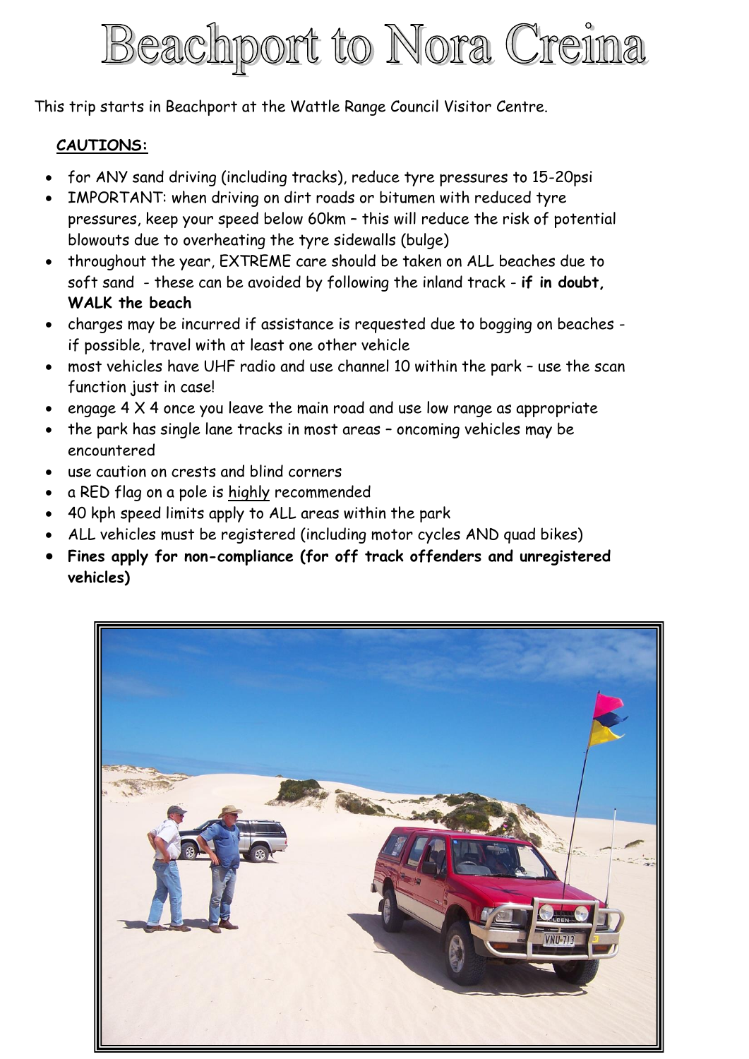# Beachport to Nora Creina

This trip starts in Beachport at the Wattle Range Council Visitor Centre.

**CAUTIONS:**

- for ANY sand driving (including tracks), reduce tyre pressures to 15-20psi
- IMPORTANT: when driving on dirt roads or bitumen with reduced tyre pressures, keep your speed below 60km – this will reduce the risk of potential blowouts due to overheating the tyre sidewalls (bulge)
- throughout the year, EXTREME care should be taken on ALL beaches due to soft sand - these can be avoided by following the inland track - **if in doubt, WALK the beach**
- charges may be incurred if assistance is requested due to bogging on beaches - if possible, travel with at least one other vehicle
- most vehicles have UHF radio and use channel 10 within the park – use the scan function just in case!
- engage 4 X 4 once you leave the main road and use low range as appropriate
- the park has single lane tracks in most areas – oncoming vehicles may be encountered
- use caution on crests and blind corners
- a RED flag on a pole is highly recommended
- 40 kph speed limits apply to ALL areas within the park
- ALL vehicles must be registered (including motor cycles AND quad bikes)
- **Fines apply for non-compliance (for off track offenders and unregistered vehicles)**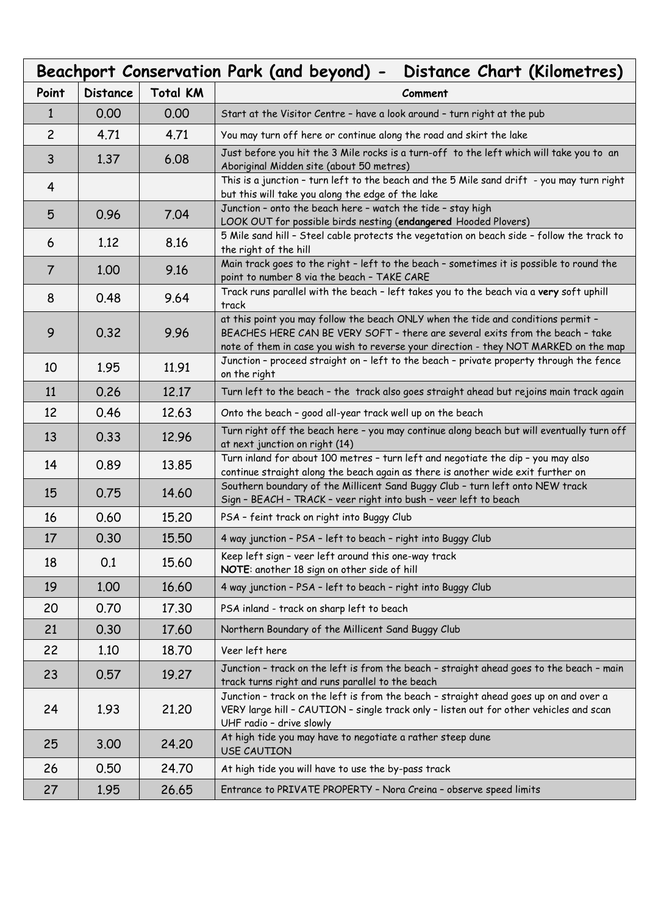| Beachport Conservation Park (and beyond) - Distance Chart (Kilometres) | | | |
|---|---|---|---|
| **Point** | **Distance** | **Total KM** | **Comment** |
| 1 | 0.00 | 0.00 | Start at the Visitor Centre – have a look around – turn right at the pub |
| 2 | 4.71 | 4.71 | You may turn off here or continue along the road and skirt the lake |
| 3 | 1.37 | 6.08 | Just before you hit the 3 Mile rocks is a turn-off to the left which will take you to an Aboriginal Midden site (about 50 metres) |
| 4 | | | This is a junction – turn left to the beach and the 5 Mile sand drift - you may turn right but this will take you along the edge of the lake |
| 5 | 0.96 | 7.04 | Junction – onto the beach here – watch the tide – stay high LOOK OUT for possible birds nesting (**endangered** Hooded Plovers) |
| 6 | 1.12 | 8.16 | 5 Mile sand hill – Steel cable protects the vegetation on beach side – follow the track to the right of the hill |
| 7 | 1.00 | 9.16 | Main track goes to the right – left to the beach – sometimes it is possible to round the point to number 8 via the beach – TAKE CARE |
| 8 | 0.48 | 9.64 | Track runs parallel with the beach – left takes you to the beach via a **very** soft uphill track |
| 9 | 0.32 | 9.96 | at this point you may follow the beach ONLY when the tide and conditions permit – BEACHES HERE CAN BE VERY SOFT – there are several exits from the beach – take note of them in case you wish to reverse your direction - they NOT MARKED on the map |
| 10 | 1.95 | 11.91 | Junction – proceed straight on – left to the beach – private property through the fence on the right |
| 11 | 0.26 | 12.17 | Turn left to the beach – the track also goes straight ahead but rejoins main track again |
| 12 | 0.46 | 12.63 | Onto the beach – good all-year track well up on the beach |
| 13 | 0.33 | 12.96 | Turn right off the beach here – you may continue along beach but will eventually turn off at next junction on right (14) |
| 14 | 0.89 | 13.85 | Turn inland for about 100 metres – turn left and negotiate the dip – you may also continue straight along the beach again as there is another wide exit further on |
| 15 | 0.75 | 14.60 | Southern boundary of the Millicent Sand Buggy Club – turn left onto NEW track Sign – BEACH – TRACK – veer right into bush – veer left to beach |
| 16 | 0.60 | 15.20 | PSA – feint track on right into Buggy Club |
| 17 | 0.30 | 15.50 | 4 way junction – PSA – left to beach – right into Buggy Club |
| 18 | 0.1 | 15.60 | Keep left sign – veer left around this one-way track **NOTE**: another 18 sign on other side of hill |
| 19 | 1.00 | 16.60 | 4 way junction – PSA – left to beach – right into Buggy Club |
| 20 | 0.70 | 17.30 | PSA inland - track on sharp left to beach |
| 21 | 0.30 | 17.60 | Northern Boundary of the Millicent Sand Buggy Club |
| 22 | 1.10 | 18.70 | Veer left here |
| 23 | 0.57 | 19.27 | Junction – track on the left is from the beach – straight ahead goes to the beach – main track turns right and runs parallel to the beach |
| 24 | 1.93 | 21.20 | Junction – track on the left is from the beach – straight ahead goes up on and over a VERY large hill – CAUTION – single track only – listen out for other vehicles and scan UHF radio – drive slowly |
| 25 | 3.00 | 24.20 | At high tide you may have to negotiate a rather steep dune USE CAUTION |
| 26 | 0.50 | 24.70 | At high tide you will have to use the by-pass track |
| 27 | 1.95 | 26.65 | Entrance to PRIVATE PROPERTY – Nora Creina – observe speed limits |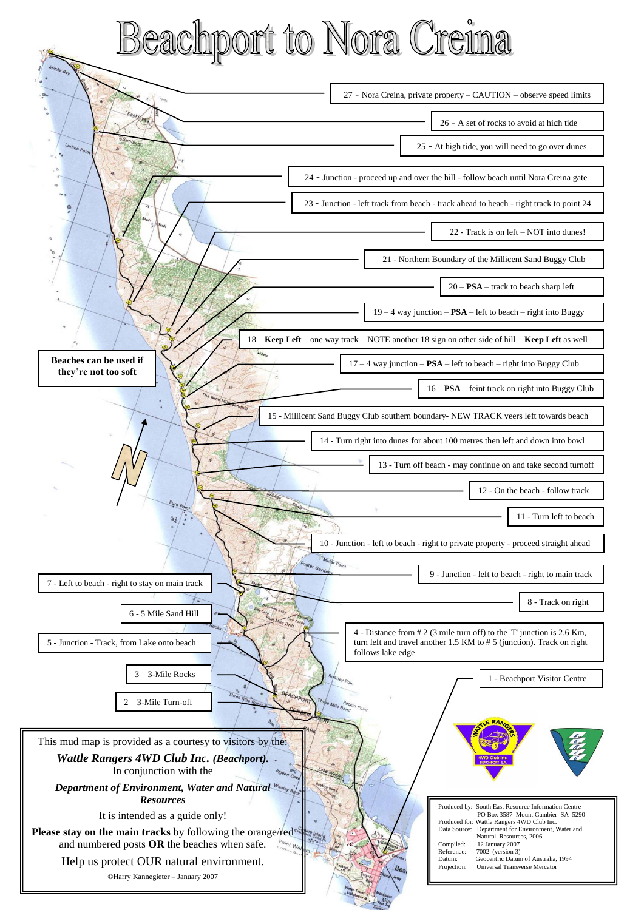# Beachport to Nora Creina

27 - Nora Creina, private property – CAUTION – observe speed limits

26 - A set of rocks to avoid at high tide

25 - At high tide, you will need to go over dunes

24 - Junction - proceed up and over the hill - follow beach until Nora Creina gate

23 - Junction - left track from beach - track ahead to beach - right track to point 24

22 - Track is on left – NOT into dunes!

21 - Northern Boundary of the Millicent Sand Buggy Club

20 – **PSA** – track to beach sharp left

19 – 4 way junction – **PSA** – left to beach – right into Buggy

18 – **Keep Left** – one way track – NOTE another 18 sign on other side of hill – **Keep Left** as well

**Beaches can be used if they're not too soft**

17 – 4 way junction – **PSA** – left to beach – right into Buggy Club

16 – **PSA** – feint track on right into Buggy Club

15 - Millicent Sand Buggy Club southern boundary- NEW TRACK veers left towards beach

14 - Turn right into dunes for about 100 metres then left and down into bowl

13 - Turn off beach - may continue on and take second turnoff

12 - On the beach - follow track

11 - Turn left to beach

10 - Junction - left to beach - right to private property - proceed straight ahead

9 - Junction - left to beach - right to main track

7 - Left to beach - right to stay on main track

8 - Track on right

6 - 5 Mile Sand Hill

5 - Junction - Track, from Lake onto beach

4 - Distance from # 2 (3 mile turn off) to the 'T' junction is 2.6 Km, turn left and travel another 1.5 KM to # 5 (junction). Track on right follows lake edge

3 – 3-Mile Rocks

1 - Beachport Visitor Centre

2 – 3-Mile Turn-off

This mud map is provided as a courtesy to visitors by the:

***Wattle Rangers 4WD Club Inc. (Beachport).***

In conjunction with the

***Department of Environment, Water and Natural Resources***

It is intended as a guide only!

**Please stay on the main tracks** by following the orange/red and numbered posts **OR** the beaches when safe.

Help us protect OUR natural environment.

©Harry Kannegieter – January 2007

Produced by: South East Resource Information Centre
PO Box 3587 Mount Gambier SA 5290
Produced for: Wattle Rangers 4WD Club Inc.
Data Source: Department for Environment, Water and Natural Resources, 2006
Compiled: 12 January 2007
Reference: 7002 (version 3)
Datum: Geocentric Datum of Australia, 1994
Projection: Universal Transverse Mercator